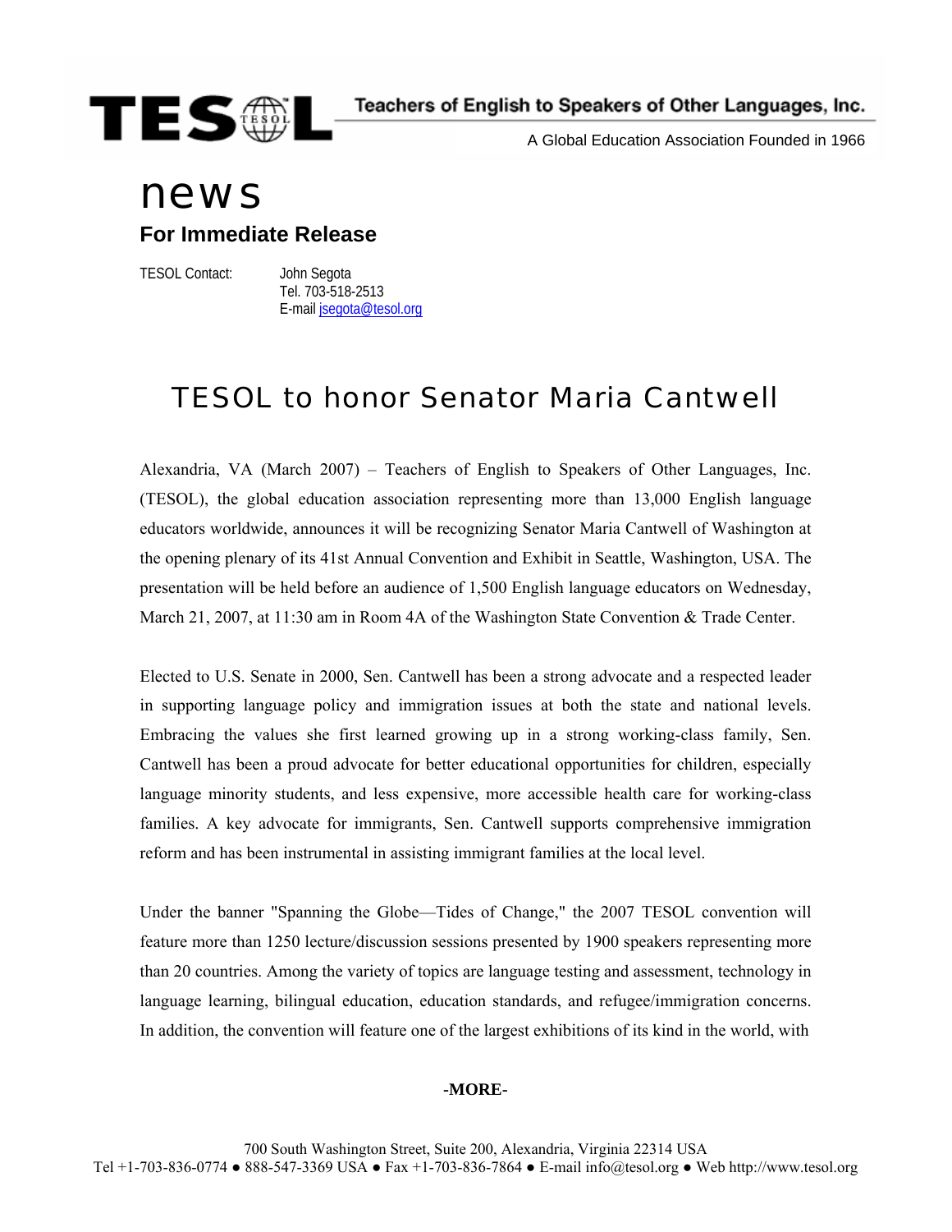**TESOL** Teachers of English to Speakers of Other Languages, Inc.

A Global Education Association Founded in 1966

# news

## For Immediate Release

TESOL Contact: John Segota
Tel. 703-518-2513
E-mail jsegota@tesol.org

# TESOL to honor Senator Maria Cantwell

Alexandria, VA (March 2007) – Teachers of English to Speakers of Other Languages, Inc. (TESOL), the global education association representing more than 13,000 English language educators worldwide, announces it will be recognizing Senator Maria Cantwell of Washington at the opening plenary of its 41st Annual Convention and Exhibit in Seattle, Washington, USA. The presentation will be held before an audience of 1,500 English language educators on Wednesday, March 21, 2007, at 11:30 am in Room 4A of the Washington State Convention & Trade Center.

Elected to U.S. Senate in 2000, Sen. Cantwell has been a strong advocate and a respected leader in supporting language policy and immigration issues at both the state and national levels. Embracing the values she first learned growing up in a strong working-class family, Sen. Cantwell has been a proud advocate for better educational opportunities for children, especially language minority students, and less expensive, more accessible health care for working-class families. A key advocate for immigrants, Sen. Cantwell supports comprehensive immigration reform and has been instrumental in assisting immigrant families at the local level.

Under the banner "Spanning the Globe—Tides of Change," the 2007 TESOL convention will feature more than 1250 lecture/discussion sessions presented by 1900 speakers representing more than 20 countries. Among the variety of topics are language testing and assessment, technology in language learning, bilingual education, education standards, and refugee/immigration concerns. In addition, the convention will feature one of the largest exhibitions of its kind in the world, with

**-MORE-**

700 South Washington Street, Suite 200, Alexandria, Virginia 22314 USA
Tel +1-703-836-0774 ● 888-547-3369 USA ● Fax +1-703-836-7864 ● E-mail info@tesol.org ● Web http://www.tesol.org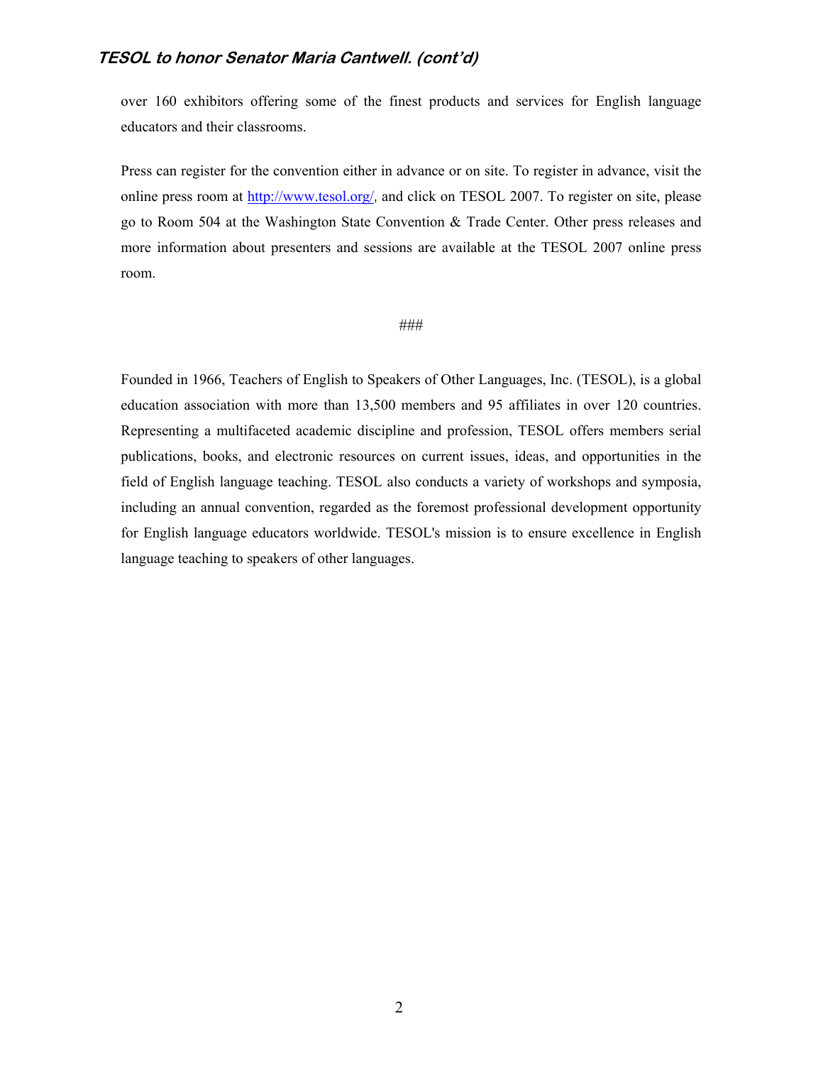over 160 exhibitors offering some of the finest products and services for English language educators and their classrooms.

Press can register for the convention either in advance or on site. To register in advance, visit the online press room at http://www.tesol.org/, and click on TESOL 2007. To register on site, please go to Room 504 at the Washington State Convention & Trade Center. Other press releases and more information about presenters and sessions are available at the TESOL 2007 online press room.

###

Founded in 1966, Teachers of English to Speakers of Other Languages, Inc. (TESOL), is a global education association with more than 13,500 members and 95 affiliates in over 120 countries. Representing a multifaceted academic discipline and profession, TESOL offers members serial publications, books, and electronic resources on current issues, ideas, and opportunities in the field of English language teaching. TESOL also conducts a variety of workshops and symposia, including an annual convention, regarded as the foremost professional development opportunity for English language educators worldwide. TESOL's mission is to ensure excellence in English language teaching to speakers of other languages.